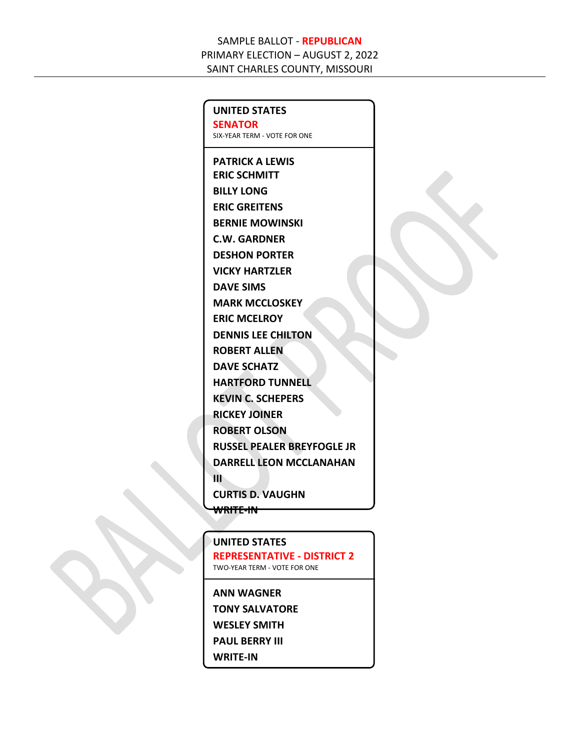SAMPLE BALLOT - **REPUBLICAN**
PRIMARY ELECTION – AUGUST 2, 2022
SAINT CHARLES COUNTY, MISSOURI

---

## UNITED STATES SENATOR

SIX-YEAR TERM - VOTE FOR ONE

**PATRICK A LEWIS**
**ERIC SCHMITT**
**BILLY LONG**
**ERIC GREITENS**
**BERNIE MOWINSKI**
**C.W. GARDNER**
**DESHON PORTER**
**VICKY HARTZLER**
**DAVE SIMS**
**MARK MCCLOSKEY**
**ERIC MCELROY**
**DENNIS LEE CHILTON**
**ROBERT ALLEN**
**DAVE SCHATZ**
**HARTFORD TUNNELL**
**KEVIN C. SCHEPERS**
**RICKEY JOINER**
**ROBERT OLSON**
**RUSSEL PEALER BREYFOGLE JR**
**DARRELL LEON MCCLANAHAN III**
**CURTIS D. VAUGHN**
**WRITE-IN**

## UNITED STATES REPRESENTATIVE - DISTRICT 2

TWO-YEAR TERM - VOTE FOR ONE

**ANN WAGNER**
**TONY SALVATORE**
**WESLEY SMITH**
**PAUL BERRY III**
**WRITE-IN**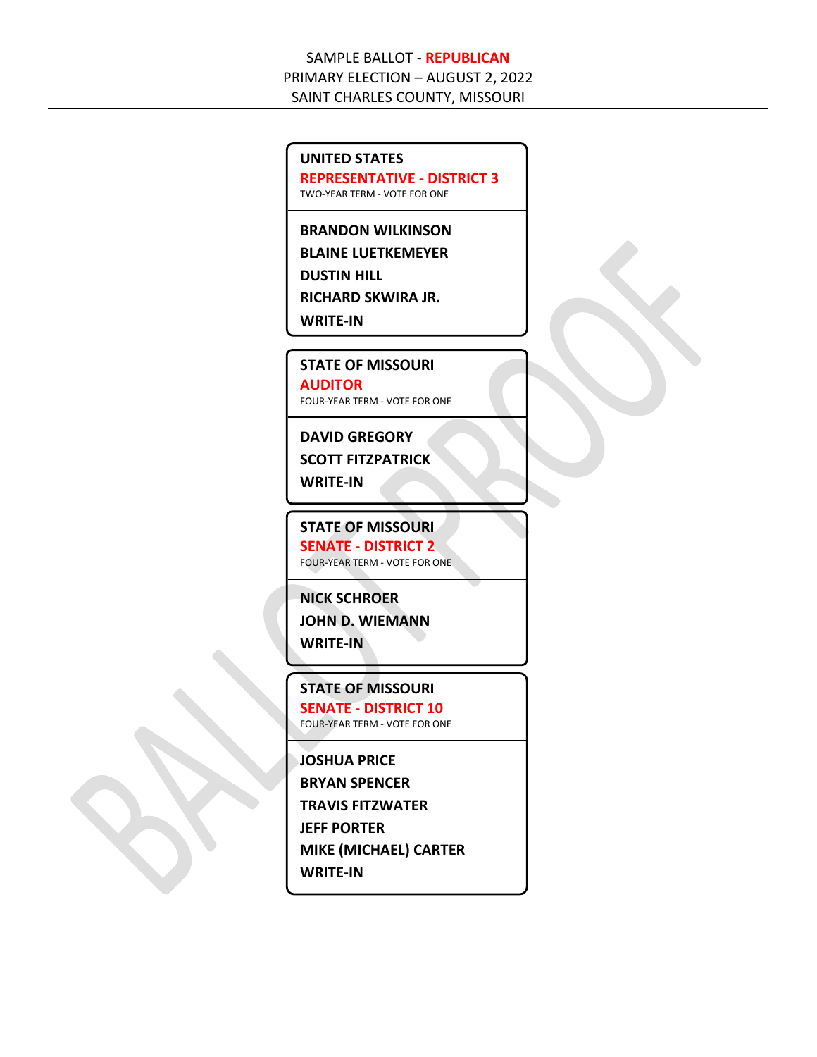SAMPLE BALLOT - **REPUBLICAN**
PRIMARY ELECTION – AUGUST 2, 2022
SAINT CHARLES COUNTY, MISSOURI

---

**UNITED STATES**
**REPRESENTATIVE - DISTRICT 3**
TWO-YEAR TERM - VOTE FOR ONE

**BRANDON WILKINSON**
**BLAINE LUETKEMEYER**
**DUSTIN HILL**
**RICHARD SKWIRA JR.**
**WRITE-IN**

---

**STATE OF MISSOURI**
**AUDITOR**
FOUR-YEAR TERM - VOTE FOR ONE

**DAVID GREGORY**
**SCOTT FITZPATRICK**
**WRITE-IN**

---

**STATE OF MISSOURI**
**SENATE - DISTRICT 2**
FOUR-YEAR TERM - VOTE FOR ONE

**NICK SCHROER**
**JOHN D. WIEMANN**
**WRITE-IN**

---

**STATE OF MISSOURI**
**SENATE - DISTRICT 10**
FOUR-YEAR TERM - VOTE FOR ONE

**JOSHUA PRICE**
**BRYAN SPENCER**
**TRAVIS FITZWATER**
**JEFF PORTER**
**MIKE (MICHAEL) CARTER**
**WRITE-IN**

BALLOT PROOF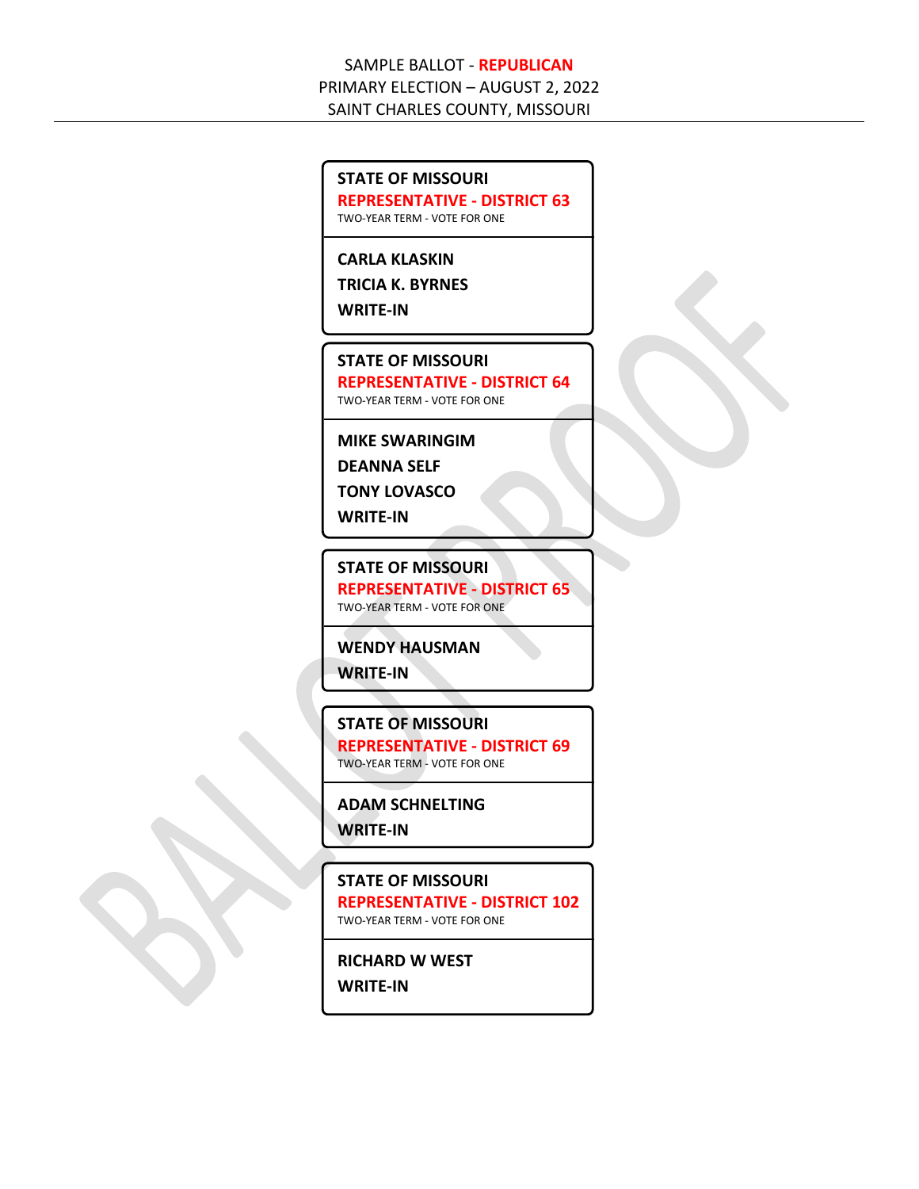SAMPLE BALLOT - **REPUBLICAN**
PRIMARY ELECTION – AUGUST 2, 2022
SAINT CHARLES COUNTY, MISSOURI

---

**STATE OF MISSOURI**
**REPRESENTATIVE - DISTRICT 63**
TWO-YEAR TERM - VOTE FOR ONE

**CARLA KLASKIN**
**TRICIA K. BYRNES**
**WRITE-IN**

---

**STATE OF MISSOURI**
**REPRESENTATIVE - DISTRICT 64**
TWO-YEAR TERM - VOTE FOR ONE

**MIKE SWARINGIM**
**DEANNA SELF**
**TONY LOVASCO**
**WRITE-IN**

---

**STATE OF MISSOURI**
**REPRESENTATIVE - DISTRICT 65**
TWO-YEAR TERM - VOTE FOR ONE

**WENDY HAUSMAN**
**WRITE-IN**

---

**STATE OF MISSOURI**
**REPRESENTATIVE - DISTRICT 69**
TWO-YEAR TERM - VOTE FOR ONE

**ADAM SCHNELTING**
**WRITE-IN**

---

**STATE OF MISSOURI**
**REPRESENTATIVE - DISTRICT 102**
TWO-YEAR TERM - VOTE FOR ONE

**RICHARD W WEST**
**WRITE-IN**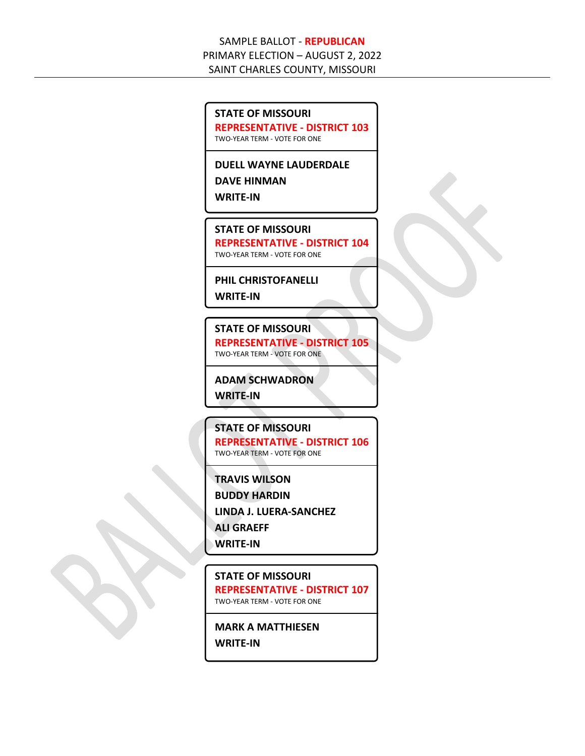SAMPLE BALLOT - **REPUBLICAN**
PRIMARY ELECTION – AUGUST 2, 2022
SAINT CHARLES COUNTY, MISSOURI

---

**STATE OF MISSOURI**
**REPRESENTATIVE - DISTRICT 103**
TWO-YEAR TERM - VOTE FOR ONE

**DUELL WAYNE LAUDERDALE**
**DAVE HINMAN**
**WRITE-IN**

---

**STATE OF MISSOURI**
**REPRESENTATIVE - DISTRICT 104**
TWO-YEAR TERM - VOTE FOR ONE

**PHIL CHRISTOFANELLI**
**WRITE-IN**

---

**STATE OF MISSOURI**
**REPRESENTATIVE - DISTRICT 105**
TWO-YEAR TERM - VOTE FOR ONE

**ADAM SCHWADRON**
**WRITE-IN**

---

**STATE OF MISSOURI**
**REPRESENTATIVE - DISTRICT 106**
TWO-YEAR TERM - VOTE FOR ONE

**TRAVIS WILSON**
**BUDDY HARDIN**
**LINDA J. LUERA-SANCHEZ**
**ALI GRAEFF**
**WRITE-IN**

---

**STATE OF MISSOURI**
**REPRESENTATIVE - DISTRICT 107**
TWO-YEAR TERM - VOTE FOR ONE

**MARK A MATTHIESEN**
**WRITE-IN**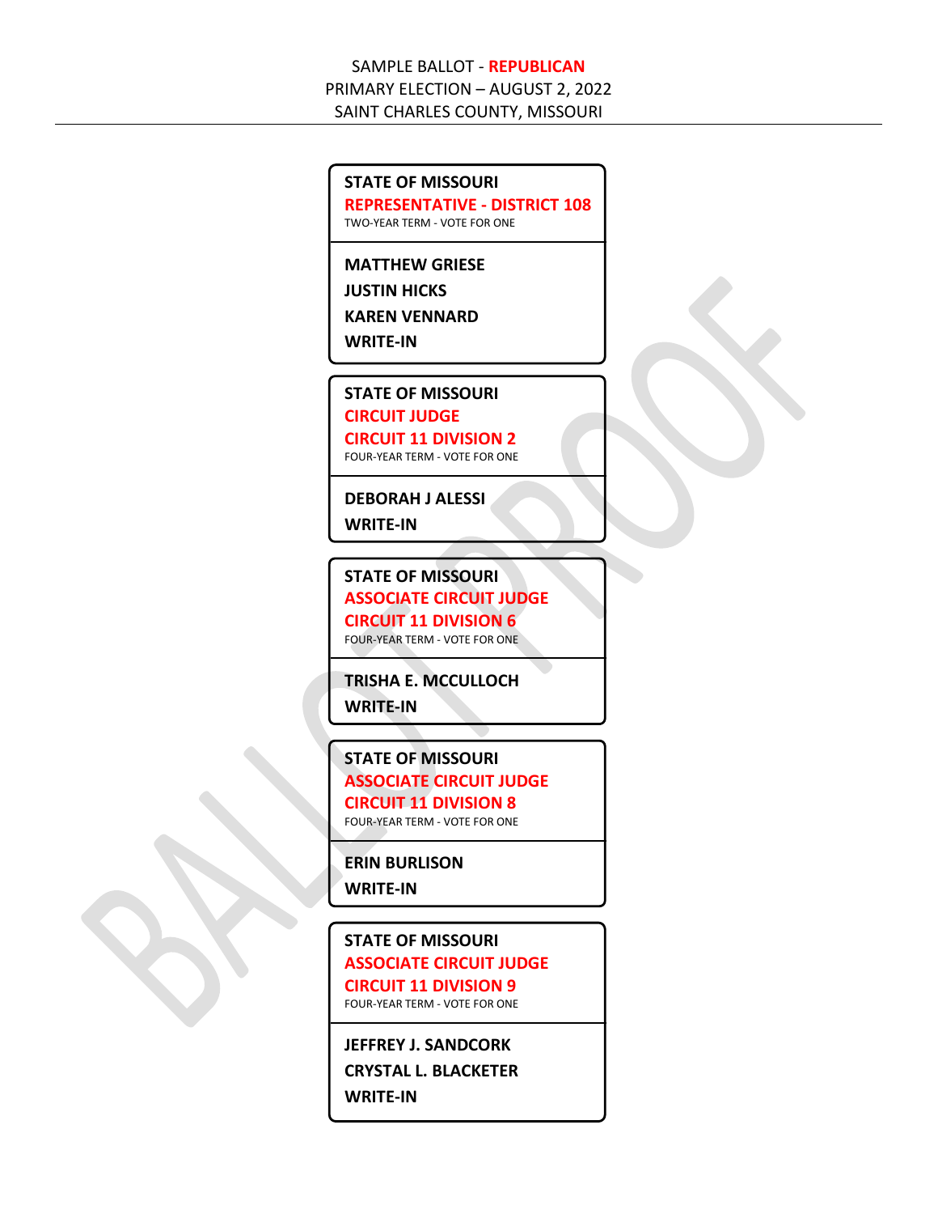SAMPLE BALLOT - **REPUBLICAN**
PRIMARY ELECTION – AUGUST 2, 2022
SAINT CHARLES COUNTY, MISSOURI

---

**STATE OF MISSOURI**
**REPRESENTATIVE - DISTRICT 108**
TWO-YEAR TERM - VOTE FOR ONE

**MATTHEW GRIESE**
**JUSTIN HICKS**
**KAREN VENNARD**
**WRITE-IN**

---

**STATE OF MISSOURI**
**CIRCUIT JUDGE**
**CIRCUIT 11 DIVISION 2**
FOUR-YEAR TERM - VOTE FOR ONE

**DEBORAH J ALESSI**
**WRITE-IN**

---

**STATE OF MISSOURI**
**ASSOCIATE CIRCUIT JUDGE**
**CIRCUIT 11 DIVISION 6**
FOUR-YEAR TERM - VOTE FOR ONE

**TRISHA E. MCCULLOCH**
**WRITE-IN**

---

**STATE OF MISSOURI**
**ASSOCIATE CIRCUIT JUDGE**
**CIRCUIT 11 DIVISION 8**
FOUR-YEAR TERM - VOTE FOR ONE

**ERIN BURLISON**
**WRITE-IN**

---

**STATE OF MISSOURI**
**ASSOCIATE CIRCUIT JUDGE**
**CIRCUIT 11 DIVISION 9**
FOUR-YEAR TERM - VOTE FOR ONE

**JEFFREY J. SANDCORK**
**CRYSTAL L. BLACKETER**
**WRITE-IN**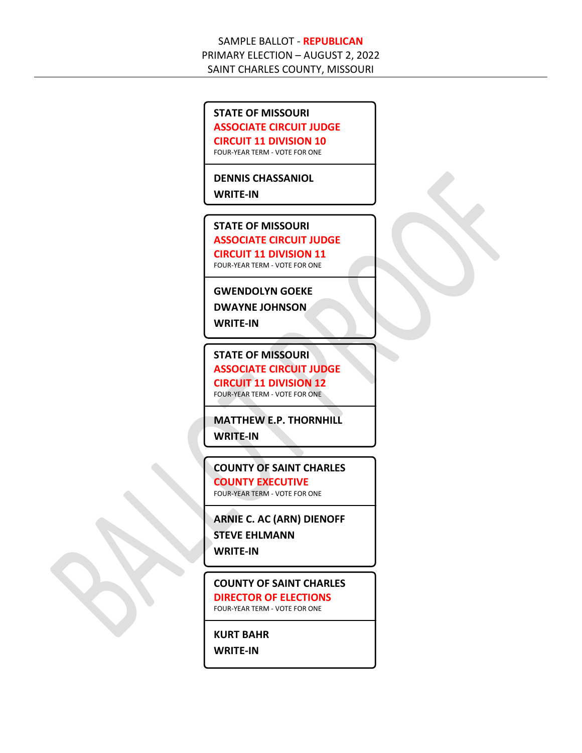SAMPLE BALLOT - **REPUBLICAN**
PRIMARY ELECTION – AUGUST 2, 2022
SAINT CHARLES COUNTY, MISSOURI

---

**STATE OF MISSOURI**
**ASSOCIATE CIRCUIT JUDGE**
**CIRCUIT 11 DIVISION 10**
FOUR-YEAR TERM - VOTE FOR ONE

**DENNIS CHASSANIOL**
**WRITE-IN**

---

**STATE OF MISSOURI**
**ASSOCIATE CIRCUIT JUDGE**
**CIRCUIT 11 DIVISION 11**
FOUR-YEAR TERM - VOTE FOR ONE

**GWENDOLYN GOEKE**
**DWAYNE JOHNSON**
**WRITE-IN**

---

**STATE OF MISSOURI**
**ASSOCIATE CIRCUIT JUDGE**
**CIRCUIT 11 DIVISION 12**
FOUR-YEAR TERM - VOTE FOR ONE

**MATTHEW E.P. THORNHILL**
**WRITE-IN**

---

**COUNTY OF SAINT CHARLES**
**COUNTY EXECUTIVE**
FOUR-YEAR TERM - VOTE FOR ONE

**ARNIE C. AC (ARN) DIENOFF**
**STEVE EHLMANN**
**WRITE-IN**

---

**COUNTY OF SAINT CHARLES**
**DIRECTOR OF ELECTIONS**
FOUR-YEAR TERM - VOTE FOR ONE

**KURT BAHR**
**WRITE-IN**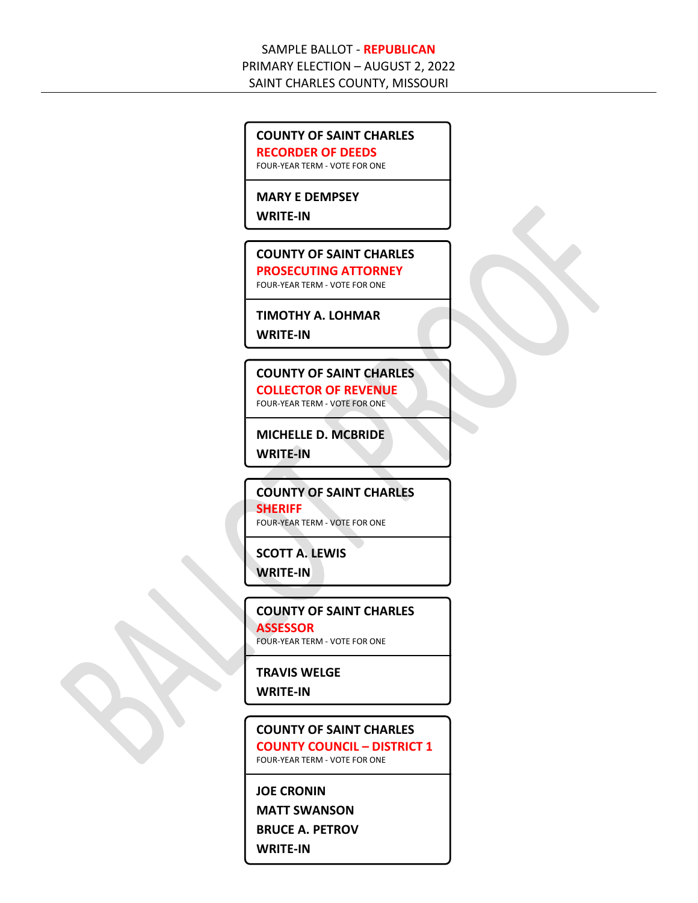SAMPLE BALLOT - **REPUBLICAN**
PRIMARY ELECTION – AUGUST 2, 2022
SAINT CHARLES COUNTY, MISSOURI

---

**COUNTY OF SAINT CHARLES**
**RECORDER OF DEEDS**
FOUR-YEAR TERM - VOTE FOR ONE

**MARY E DEMPSEY**
**WRITE-IN**

---

**COUNTY OF SAINT CHARLES**
**PROSECUTING ATTORNEY**
FOUR-YEAR TERM - VOTE FOR ONE

**TIMOTHY A. LOHMAR**
**WRITE-IN**

---

**COUNTY OF SAINT CHARLES**
**COLLECTOR OF REVENUE**
FOUR-YEAR TERM - VOTE FOR ONE

**MICHELLE D. MCBRIDE**
**WRITE-IN**

---

**COUNTY OF SAINT CHARLES**
**SHERIFF**
FOUR-YEAR TERM - VOTE FOR ONE

**SCOTT A. LEWIS**
**WRITE-IN**

---

**COUNTY OF SAINT CHARLES**
**ASSESSOR**
FOUR-YEAR TERM - VOTE FOR ONE

**TRAVIS WELGE**
**WRITE-IN**

---

**COUNTY OF SAINT CHARLES**
**COUNTY COUNCIL – DISTRICT 1**
FOUR-YEAR TERM - VOTE FOR ONE

**JOE CRONIN**
**MATT SWANSON**
**BRUCE A. PETROV**
**WRITE-IN**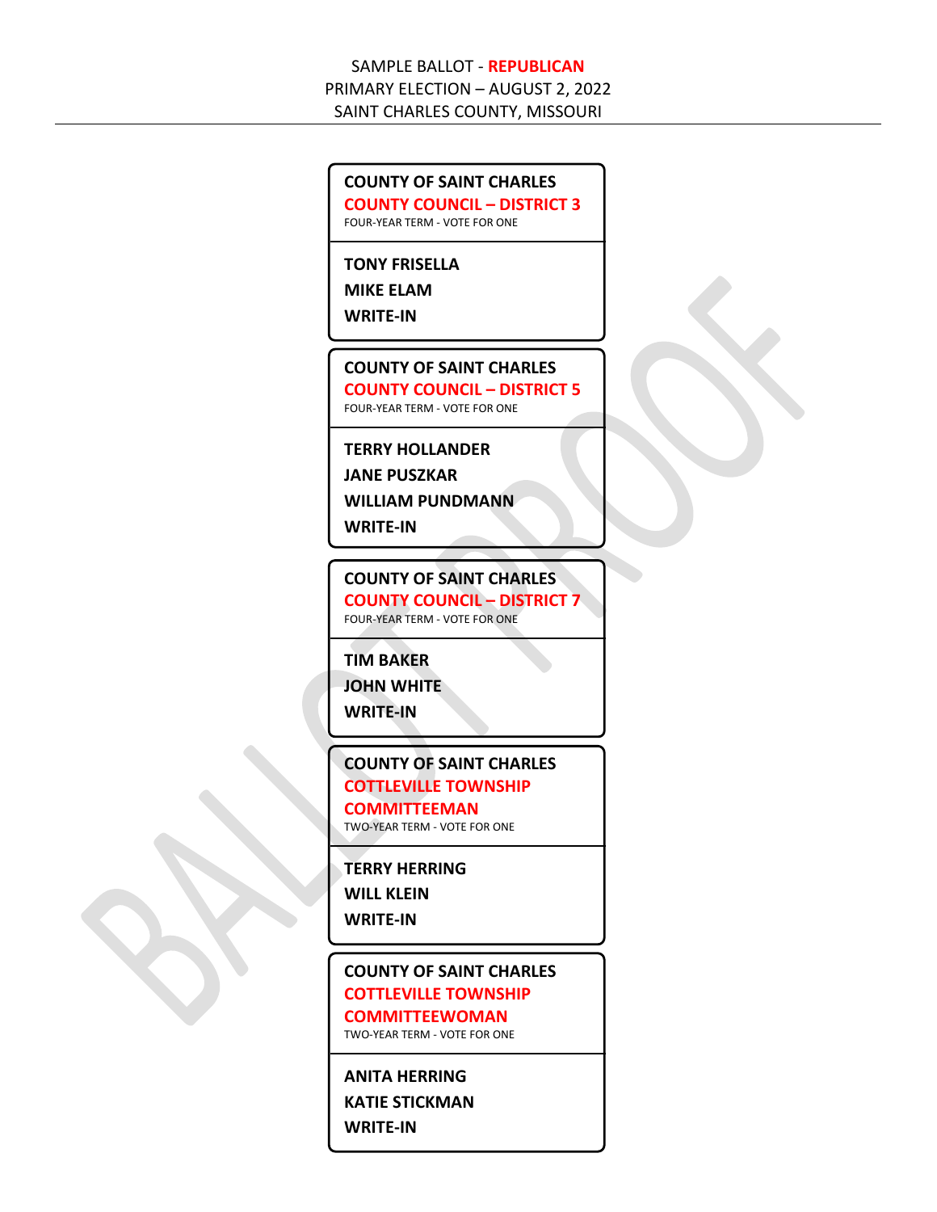SAMPLE BALLOT - **REPUBLICAN**
PRIMARY ELECTION – AUGUST 2, 2022
SAINT CHARLES COUNTY, MISSOURI

---

**COUNTY OF SAINT CHARLES**
**COUNTY COUNCIL – DISTRICT 3**
FOUR-YEAR TERM - VOTE FOR ONE

**TONY FRISELLA**
**MIKE ELAM**
**WRITE-IN**

---

**COUNTY OF SAINT CHARLES**
**COUNTY COUNCIL – DISTRICT 5**
FOUR-YEAR TERM - VOTE FOR ONE

**TERRY HOLLANDER**
**JANE PUSZKAR**
**WILLIAM PUNDMANN**
**WRITE-IN**

---

**COUNTY OF SAINT CHARLES**
**COUNTY COUNCIL – DISTRICT 7**
FOUR-YEAR TERM - VOTE FOR ONE

**TIM BAKER**
**JOHN WHITE**
**WRITE-IN**

---

**COUNTY OF SAINT CHARLES**
**COTTLEVILLE TOWNSHIP COMMITTEEMAN**
TWO-YEAR TERM - VOTE FOR ONE

**TERRY HERRING**
**WILL KLEIN**
**WRITE-IN**

---

**COUNTY OF SAINT CHARLES**
**COTTLEVILLE TOWNSHIP COMMITTEEWOMAN**
TWO-YEAR TERM - VOTE FOR ONE

**ANITA HERRING**
**KATIE STICKMAN**
**WRITE-IN**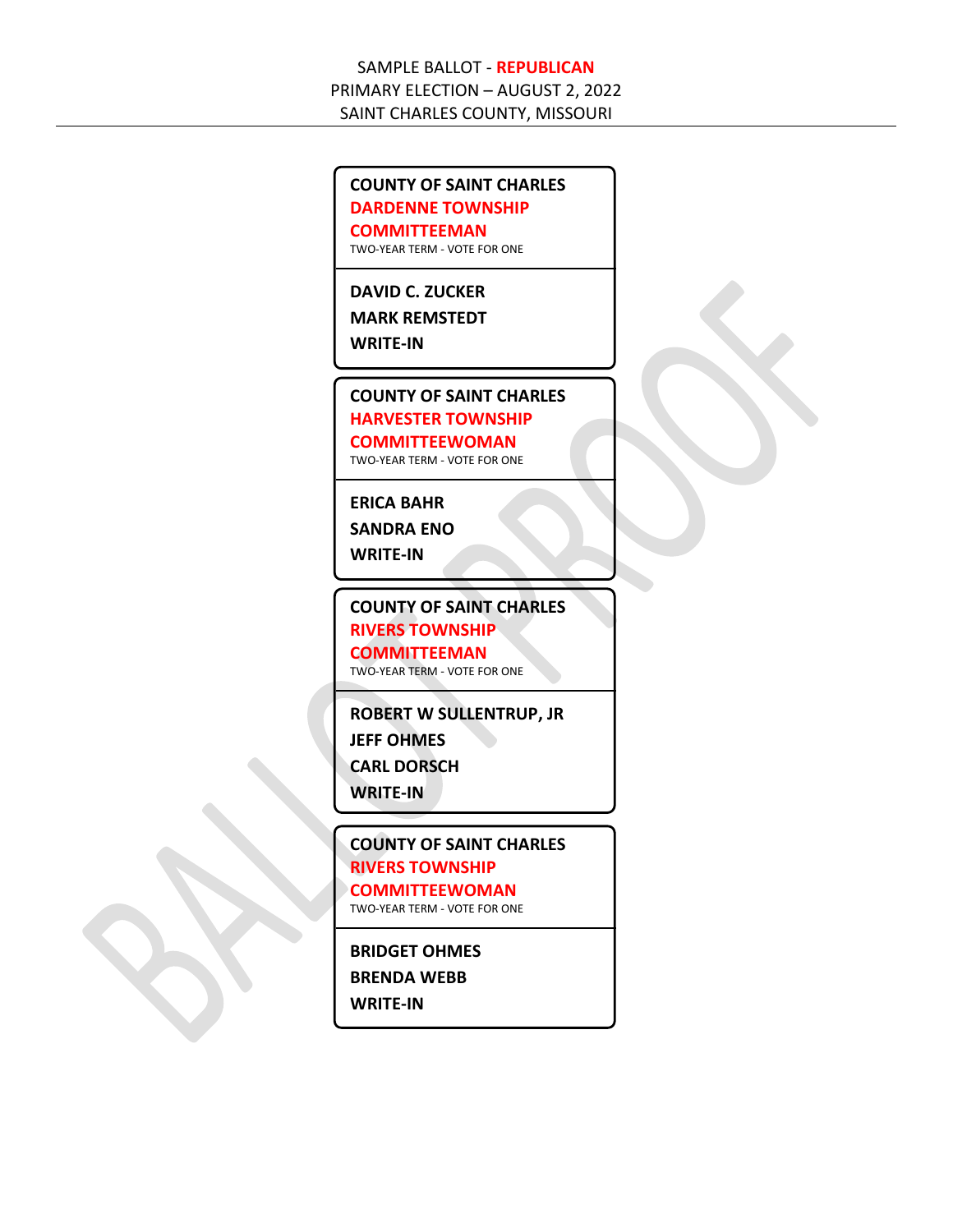SAMPLE BALLOT - **REPUBLICAN**
PRIMARY ELECTION – AUGUST 2, 2022
SAINT CHARLES COUNTY, MISSOURI

---

**COUNTY OF SAINT CHARLES**
**DARDENNE TOWNSHIP**
**COMMITTEEMAN**
TWO-YEAR TERM - VOTE FOR ONE

**DAVID C. ZUCKER**
**MARK REMSTEDT**
**WRITE-IN**

---

**COUNTY OF SAINT CHARLES**
**HARVESTER TOWNSHIP**
**COMMITTEEWOMAN**
TWO-YEAR TERM - VOTE FOR ONE

**ERICA BAHR**
**SANDRA ENO**
**WRITE-IN**

---

**COUNTY OF SAINT CHARLES**
**RIVERS TOWNSHIP**
**COMMITTEEMAN**
TWO-YEAR TERM - VOTE FOR ONE

**ROBERT W SULLENTRUP, JR**
**JEFF OHMES**
**CARL DORSCH**
**WRITE-IN**

---

**COUNTY OF SAINT CHARLES**
**RIVERS TOWNSHIP**
**COMMITTEEWOMAN**
TWO-YEAR TERM - VOTE FOR ONE

**BRIDGET OHMES**
**BRENDA WEBB**
**WRITE-IN**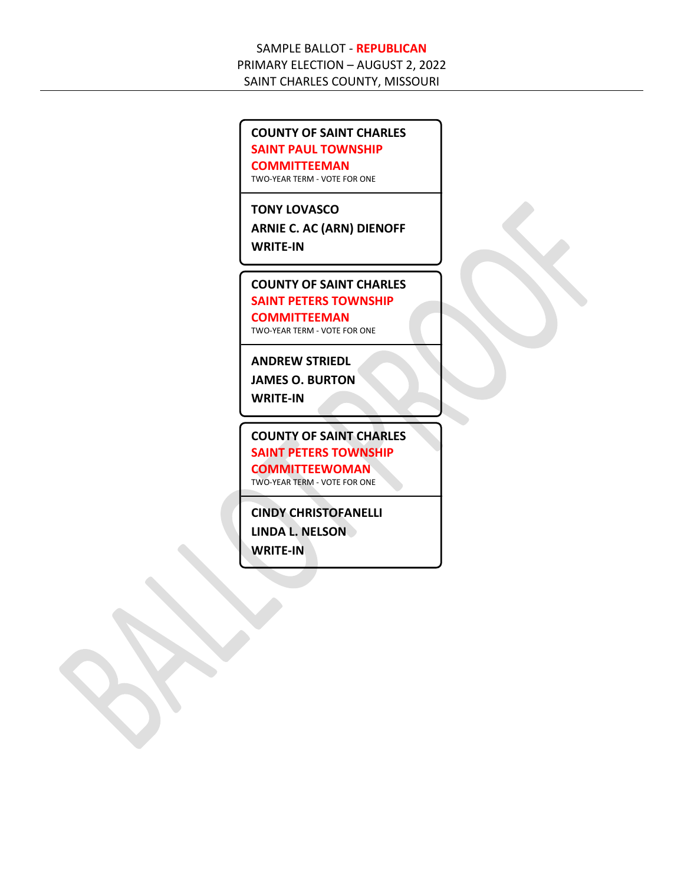SAMPLE BALLOT - **REPUBLICAN**
PRIMARY ELECTION – AUGUST 2, 2022
SAINT CHARLES COUNTY, MISSOURI

---

**COUNTY OF SAINT CHARLES**
**SAINT PAUL TOWNSHIP**
**COMMITTEEMAN**
TWO-YEAR TERM - VOTE FOR ONE

**TONY LOVASCO**
**ARNIE C. AC (ARN) DIENOFF**
**WRITE-IN**

---

**COUNTY OF SAINT CHARLES**
**SAINT PETERS TOWNSHIP**
**COMMITTEEMAN**
TWO-YEAR TERM - VOTE FOR ONE

**ANDREW STRIEDL**
**JAMES O. BURTON**
**WRITE-IN**

---

**COUNTY OF SAINT CHARLES**
**SAINT PETERS TOWNSHIP**
**COMMITTEEWOMAN**
TWO-YEAR TERM - VOTE FOR ONE

**CINDY CHRISTOFANELLI**
**LINDA L. NELSON**
**WRITE-IN**

BALLOT PROOF